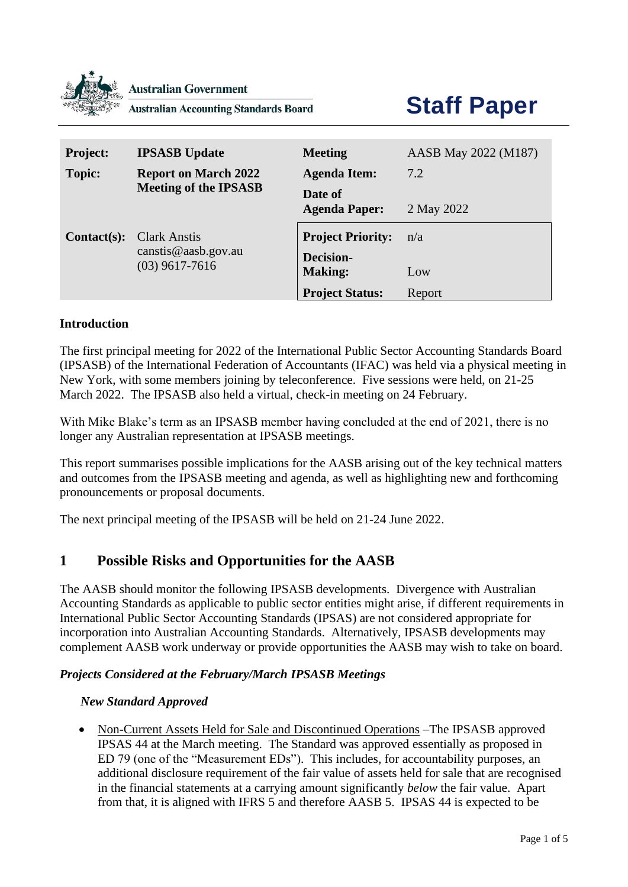Australian Government
Australian Accounting Standards Board

# Staff Paper

| | | | |
|---|---|---|---|
| **Project:** | **IPSASB Update** | **Meeting** | AASB May 2022 (M187) |
| **Topic:** | **Report on March 2022 Meeting of the IPSASB** | **Agenda Item:** | 7.2 |
| | | **Date of Agenda Paper:** | 2 May 2022 |
| **Contact(s):** | Clark Anstis canstis@aasb.gov.au (03) 9617-7616 | **Project Priority:** | n/a |
| | | **Decision-Making:** | Low |
| | | **Project Status:** | Report |

**Introduction**

The first principal meeting for 2022 of the International Public Sector Accounting Standards Board (IPSASB) of the International Federation of Accountants (IFAC) was held via a physical meeting in New York, with some members joining by teleconference. Five sessions were held, on 21-25 March 2022. The IPSASB also held a virtual, check-in meeting on 24 February.

With Mike Blake's term as an IPSASB member having concluded at the end of 2021, there is no longer any Australian representation at IPSASB meetings.

This report summarises possible implications for the AASB arising out of the key technical matters and outcomes from the IPSASB meeting and agenda, as well as highlighting new and forthcoming pronouncements or proposal documents.

The next principal meeting of the IPSASB will be held on 21-24 June 2022.

## 1 Possible Risks and Opportunities for the AASB

The AASB should monitor the following IPSASB developments. Divergence with Australian Accounting Standards as applicable to public sector entities might arise, if different requirements in International Public Sector Accounting Standards (IPSAS) are not considered appropriate for incorporation into Australian Accounting Standards. Alternatively, IPSASB developments may complement AASB work underway or provide opportunities the AASB may wish to take on board.

***Projects Considered at the February/March IPSASB Meetings***

***New Standard Approved***

- Non-Current Assets Held for Sale and Discontinued Operations –The IPSASB approved IPSAS 44 at the March meeting. The Standard was approved essentially as proposed in ED 79 (one of the "Measurement EDs"). This includes, for accountability purposes, an additional disclosure requirement of the fair value of assets held for sale that are recognised in the financial statements at a carrying amount significantly *below* the fair value. Apart from that, it is aligned with IFRS 5 and therefore AASB 5. IPSAS 44 is expected to be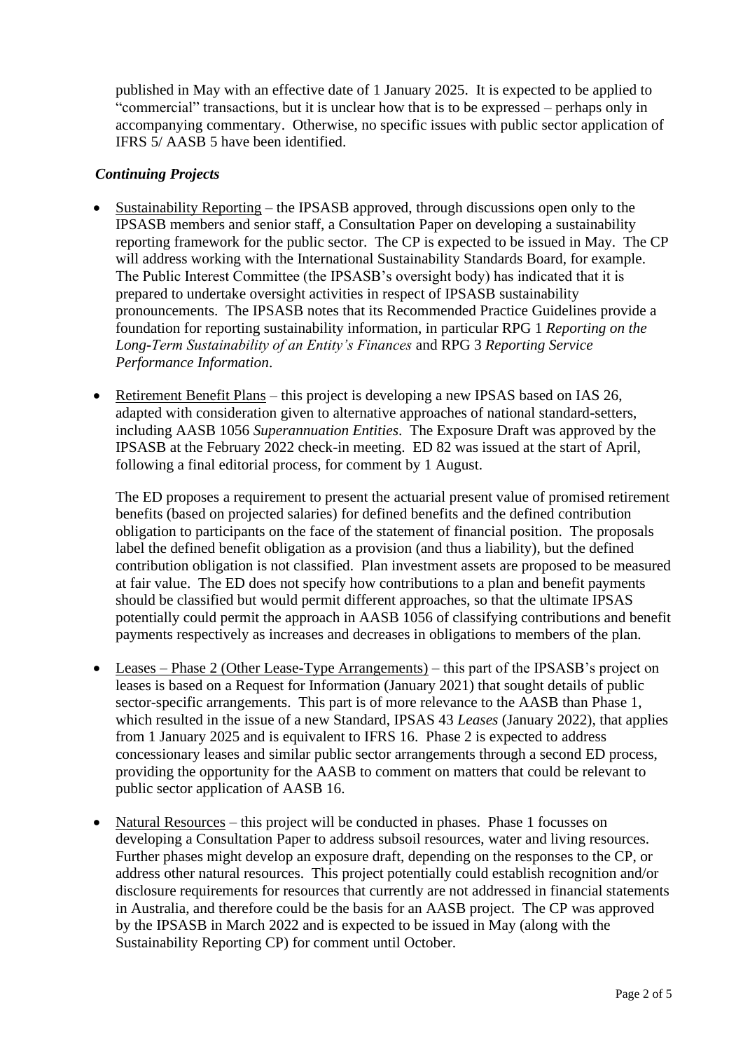published in May with an effective date of 1 January 2025. It is expected to be applied to "commercial" transactions, but it is unclear how that is to be expressed – perhaps only in accompanying commentary. Otherwise, no specific issues with public sector application of IFRS 5/ AASB 5 have been identified.

### *Continuing Projects*

- Sustainability Reporting – the IPSASB approved, through discussions open only to the IPSASB members and senior staff, a Consultation Paper on developing a sustainability reporting framework for the public sector. The CP is expected to be issued in May. The CP will address working with the International Sustainability Standards Board, for example. The Public Interest Committee (the IPSASB's oversight body) has indicated that it is prepared to undertake oversight activities in respect of IPSASB sustainability pronouncements. The IPSASB notes that its Recommended Practice Guidelines provide a foundation for reporting sustainability information, in particular RPG 1 *Reporting on the Long-Term Sustainability of an Entity's Finances* and RPG 3 *Reporting Service Performance Information*.

- Retirement Benefit Plans – this project is developing a new IPSAS based on IAS 26, adapted with consideration given to alternative approaches of national standard-setters, including AASB 1056 *Superannuation Entities*. The Exposure Draft was approved by the IPSASB at the February 2022 check-in meeting. ED 82 was issued at the start of April, following a final editorial process, for comment by 1 August.

  The ED proposes a requirement to present the actuarial present value of promised retirement benefits (based on projected salaries) for defined benefits and the defined contribution obligation to participants on the face of the statement of financial position. The proposals label the defined benefit obligation as a provision (and thus a liability), but the defined contribution obligation is not classified. Plan investment assets are proposed to be measured at fair value. The ED does not specify how contributions to a plan and benefit payments should be classified but would permit different approaches, so that the ultimate IPSAS potentially could permit the approach in AASB 1056 of classifying contributions and benefit payments respectively as increases and decreases in obligations to members of the plan.

- Leases – Phase 2 (Other Lease-Type Arrangements) – this part of the IPSASB's project on leases is based on a Request for Information (January 2021) that sought details of public sector-specific arrangements. This part is of more relevance to the AASB than Phase 1, which resulted in the issue of a new Standard, IPSAS 43 *Leases* (January 2022), that applies from 1 January 2025 and is equivalent to IFRS 16. Phase 2 is expected to address concessionary leases and similar public sector arrangements through a second ED process, providing the opportunity for the AASB to comment on matters that could be relevant to public sector application of AASB 16.

- Natural Resources – this project will be conducted in phases. Phase 1 focusses on developing a Consultation Paper to address subsoil resources, water and living resources. Further phases might develop an exposure draft, depending on the responses to the CP, or address other natural resources. This project potentially could establish recognition and/or disclosure requirements for resources that currently are not addressed in financial statements in Australia, and therefore could be the basis for an AASB project. The CP was approved by the IPSASB in March 2022 and is expected to be issued in May (along with the Sustainability Reporting CP) for comment until October.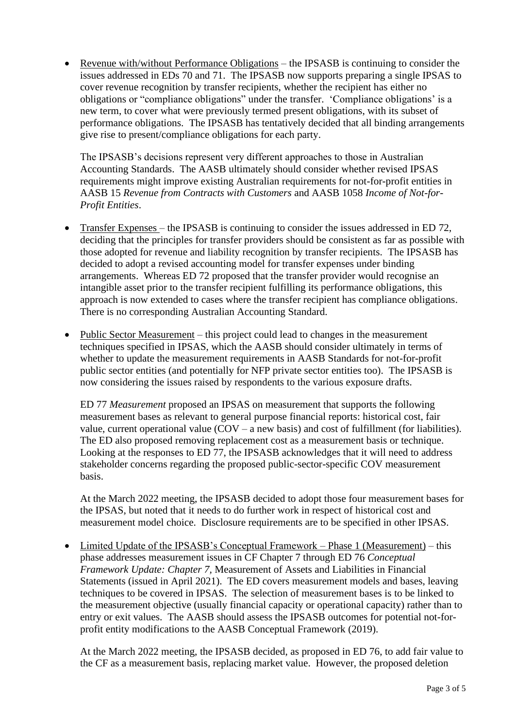- Revenue with/without Performance Obligations – the IPSASB is continuing to consider the issues addressed in EDs 70 and 71. The IPSASB now supports preparing a single IPSAS to cover revenue recognition by transfer recipients, whether the recipient has either no obligations or "compliance obligations" under the transfer. 'Compliance obligations' is a new term, to cover what were previously termed present obligations, with its subset of performance obligations. The IPSASB has tentatively decided that all binding arrangements give rise to present/compliance obligations for each party.

  The IPSASB's decisions represent very different approaches to those in Australian Accounting Standards. The AASB ultimately should consider whether revised IPSAS requirements might improve existing Australian requirements for not-for-profit entities in AASB 15 *Revenue from Contracts with Customers* and AASB 1058 *Income of Not-for-Profit Entities*.

- Transfer Expenses – the IPSASB is continuing to consider the issues addressed in ED 72, deciding that the principles for transfer providers should be consistent as far as possible with those adopted for revenue and liability recognition by transfer recipients. The IPSASB has decided to adopt a revised accounting model for transfer expenses under binding arrangements. Whereas ED 72 proposed that the transfer provider would recognise an intangible asset prior to the transfer recipient fulfilling its performance obligations, this approach is now extended to cases where the transfer recipient has compliance obligations. There is no corresponding Australian Accounting Standard.

- Public Sector Measurement – this project could lead to changes in the measurement techniques specified in IPSAS, which the AASB should consider ultimately in terms of whether to update the measurement requirements in AASB Standards for not-for-profit public sector entities (and potentially for NFP private sector entities too). The IPSASB is now considering the issues raised by respondents to the various exposure drafts.

  ED 77 *Measurement* proposed an IPSAS on measurement that supports the following measurement bases as relevant to general purpose financial reports: historical cost, fair value, current operational value (COV – a new basis) and cost of fulfillment (for liabilities). The ED also proposed removing replacement cost as a measurement basis or technique. Looking at the responses to ED 77, the IPSASB acknowledges that it will need to address stakeholder concerns regarding the proposed public-sector-specific COV measurement basis.

  At the March 2022 meeting, the IPSASB decided to adopt those four measurement bases for the IPSAS, but noted that it needs to do further work in respect of historical cost and measurement model choice. Disclosure requirements are to be specified in other IPSAS.

- Limited Update of the IPSASB's Conceptual Framework – Phase 1 (Measurement) – this phase addresses measurement issues in CF Chapter 7 through ED 76 *Conceptual Framework Update: Chapter 7*, Measurement of Assets and Liabilities in Financial Statements (issued in April 2021). The ED covers measurement models and bases, leaving techniques to be covered in IPSAS. The selection of measurement bases is to be linked to the measurement objective (usually financial capacity or operational capacity) rather than to entry or exit values. The AASB should assess the IPSASB outcomes for potential not-for-profit entity modifications to the AASB Conceptual Framework (2019).

  At the March 2022 meeting, the IPSASB decided, as proposed in ED 76, to add fair value to the CF as a measurement basis, replacing market value. However, the proposed deletion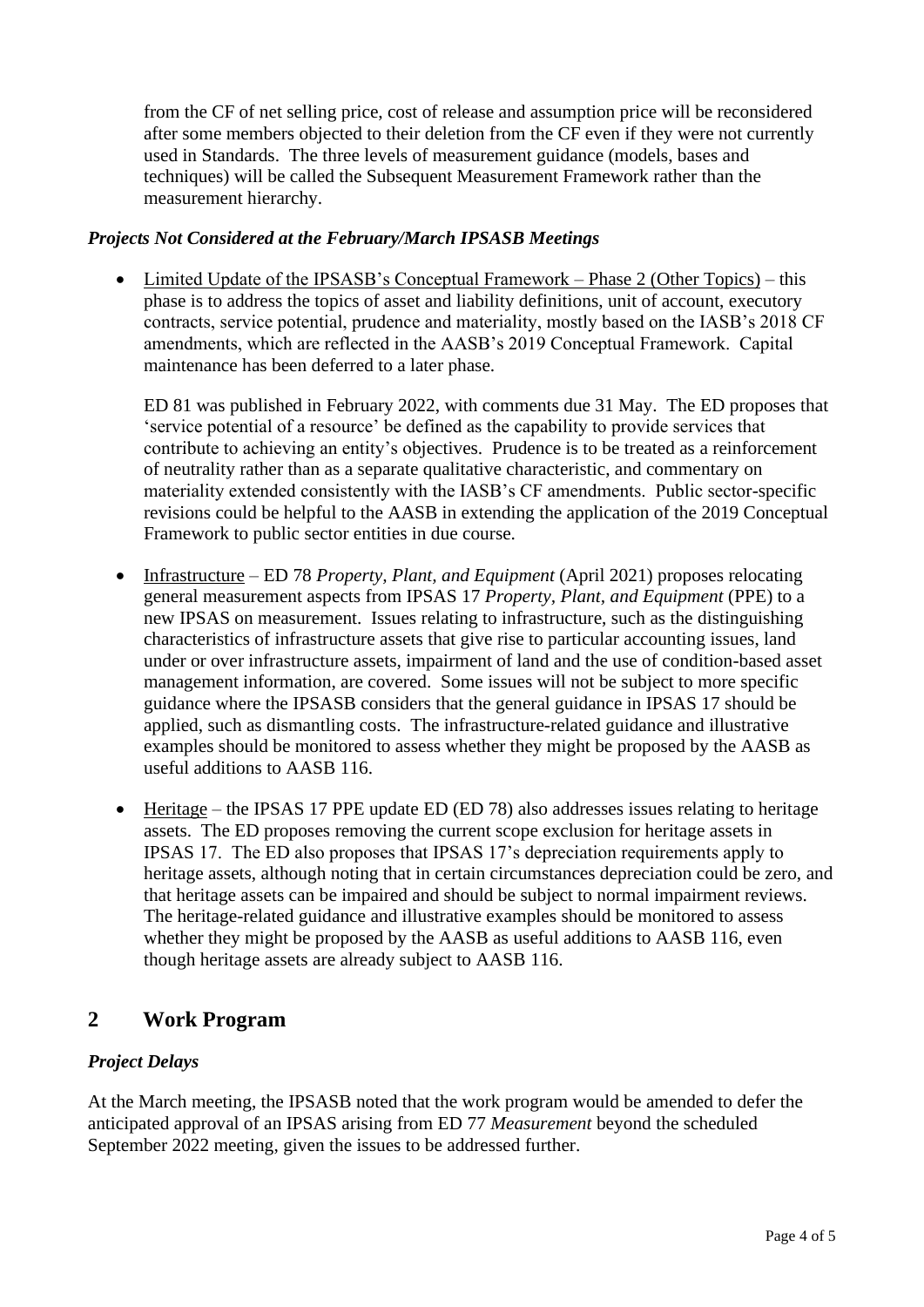from the CF of net selling price, cost of release and assumption price will be reconsidered after some members objected to their deletion from the CF even if they were not currently used in Standards. The three levels of measurement guidance (models, bases and techniques) will be called the Subsequent Measurement Framework rather than the measurement hierarchy.

### *Projects Not Considered at the February/March IPSASB Meetings*

- <u>Limited Update of the IPSASB's Conceptual Framework – Phase 2 (Other Topics)</u> – this phase is to address the topics of asset and liability definitions, unit of account, executory contracts, service potential, prudence and materiality, mostly based on the IASB's 2018 CF amendments, which are reflected in the AASB's 2019 Conceptual Framework. Capital maintenance has been deferred to a later phase.

  ED 81 was published in February 2022, with comments due 31 May. The ED proposes that 'service potential of a resource' be defined as the capability to provide services that contribute to achieving an entity's objectives. Prudence is to be treated as a reinforcement of neutrality rather than as a separate qualitative characteristic, and commentary on materiality extended consistently with the IASB's CF amendments. Public sector-specific revisions could be helpful to the AASB in extending the application of the 2019 Conceptual Framework to public sector entities in due course.

- <u>Infrastructure</u> – ED 78 *Property, Plant, and Equipment* (April 2021) proposes relocating general measurement aspects from IPSAS 17 *Property, Plant, and Equipment* (PPE) to a new IPSAS on measurement. Issues relating to infrastructure, such as the distinguishing characteristics of infrastructure assets that give rise to particular accounting issues, land under or over infrastructure assets, impairment of land and the use of condition-based asset management information, are covered. Some issues will not be subject to more specific guidance where the IPSASB considers that the general guidance in IPSAS 17 should be applied, such as dismantling costs. The infrastructure-related guidance and illustrative examples should be monitored to assess whether they might be proposed by the AASB as useful additions to AASB 116.

- <u>Heritage</u> – the IPSAS 17 PPE update ED (ED 78) also addresses issues relating to heritage assets. The ED proposes removing the current scope exclusion for heritage assets in IPSAS 17. The ED also proposes that IPSAS 17's depreciation requirements apply to heritage assets, although noting that in certain circumstances depreciation could be zero, and that heritage assets can be impaired and should be subject to normal impairment reviews. The heritage-related guidance and illustrative examples should be monitored to assess whether they might be proposed by the AASB as useful additions to AASB 116, even though heritage assets are already subject to AASB 116.

## 2 Work Program

### *Project Delays*

At the March meeting, the IPSASB noted that the work program would be amended to defer the anticipated approval of an IPSAS arising from ED 77 *Measurement* beyond the scheduled September 2022 meeting, given the issues to be addressed further.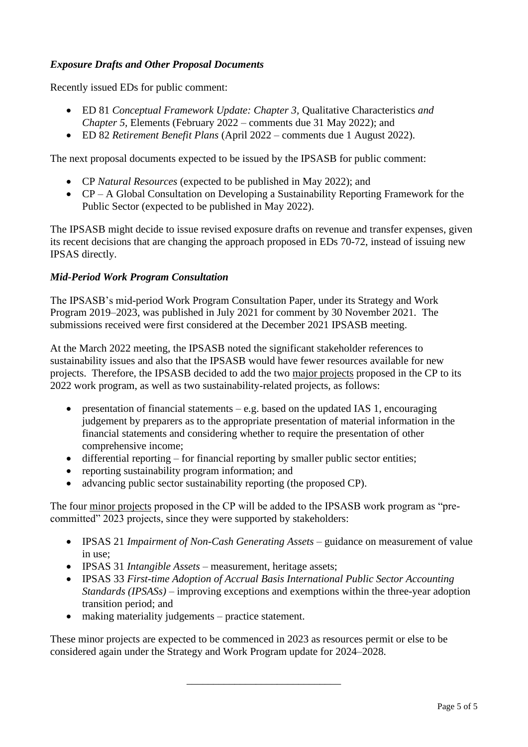### *Exposure Drafts and Other Proposal Documents*

Recently issued EDs for public comment:

- ED 81 *Conceptual Framework Update: Chapter 3,* Qualitative Characteristics *and Chapter 5,* Elements (February 2022 – comments due 31 May 2022); and
- ED 82 *Retirement Benefit Plans* (April 2022 – comments due 1 August 2022).

The next proposal documents expected to be issued by the IPSASB for public comment:

- CP *Natural Resources* (expected to be published in May 2022); and
- CP – A Global Consultation on Developing a Sustainability Reporting Framework for the Public Sector (expected to be published in May 2022).

The IPSASB might decide to issue revised exposure drafts on revenue and transfer expenses, given its recent decisions that are changing the approach proposed in EDs 70-72, instead of issuing new IPSAS directly.

### *Mid-Period Work Program Consultation*

The IPSASB's mid-period Work Program Consultation Paper, under its Strategy and Work Program 2019–2023, was published in July 2021 for comment by 30 November 2021. The submissions received were first considered at the December 2021 IPSASB meeting.

At the March 2022 meeting, the IPSASB noted the significant stakeholder references to sustainability issues and also that the IPSASB would have fewer resources available for new projects. Therefore, the IPSASB decided to add the two major projects proposed in the CP to its 2022 work program, as well as two sustainability-related projects, as follows:

- presentation of financial statements – e.g. based on the updated IAS 1, encouraging judgement by preparers as to the appropriate presentation of material information in the financial statements and considering whether to require the presentation of other comprehensive income;
- differential reporting – for financial reporting by smaller public sector entities;
- reporting sustainability program information; and
- advancing public sector sustainability reporting (the proposed CP).

The four minor projects proposed in the CP will be added to the IPSASB work program as "pre-committed" 2023 projects, since they were supported by stakeholders:

- IPSAS 21 *Impairment of Non-Cash Generating Assets* – guidance on measurement of value in use;
- IPSAS 31 *Intangible Assets* – measurement, heritage assets;
- IPSAS 33 *First-time Adoption of Accrual Basis International Public Sector Accounting Standards (IPSASs)* – improving exceptions and exemptions within the three-year adoption transition period; and
- making materiality judgements – practice statement.

These minor projects are expected to be commenced in 2023 as resources permit or else to be considered again under the Strategy and Work Program update for 2024–2028.

---